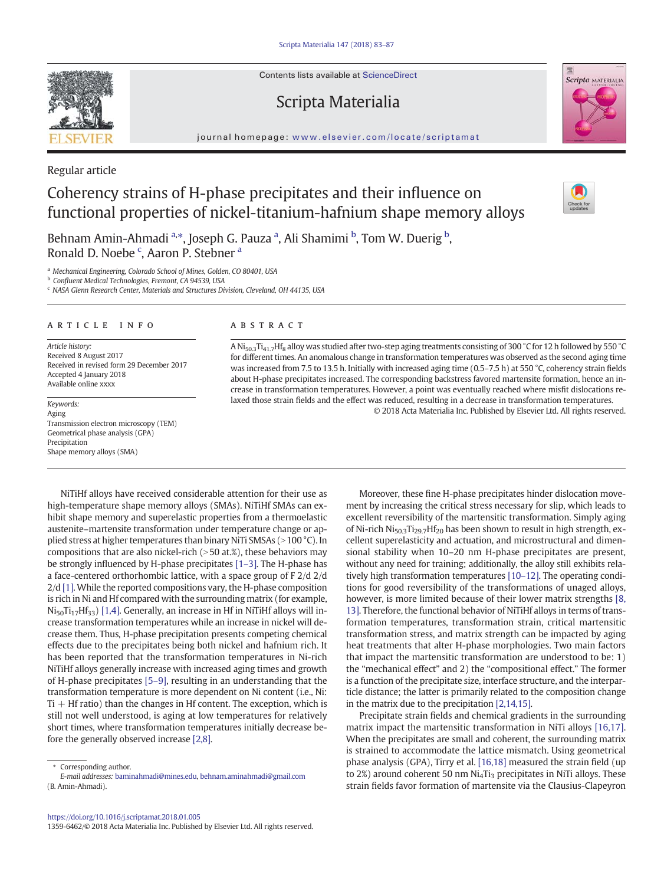Contents lists available at ScienceDirect

Scripta Materialia

journal homepage: www.elsevier.com/locate/scriptamat

Regular article

# Coherency strains of H-phase precipitates and their influence on functional properties of nickel-titanium-hafnium shape memory alloys

Behnam Amin-Ahmadi [a,*], Joseph G. Pauza [a], Ali Shamimi [b], Tom W. Duerig [b], Ronald D. Noebe [c], Aaron P. Stebner [a]

[a] Mechanical Engineering, Colorado School of Mines, Golden, CO 80401, USA
[b] Confluent Medical Technologies, Fremont, CA 94539, USA
[c] NASA Glenn Research Center, Materials and Structures Division, Cleveland, OH 44135, USA

## ARTICLE INFO

*Article history:*
Received 8 August 2017
Received in revised form 29 December 2017
Accepted 4 January 2018
Available online xxxx

*Keywords:*
Aging
Transmission electron microscopy (TEM)
Geometrical phase analysis (GPA)
Precipitation
Shape memory alloys (SMA)

## ABSTRACT

A $Ni_{50.3}Ti_{41.7}Hf_8$ alloy was studied after two-step aging treatments consisting of 300 °C for 12 h followed by 550 °C for different times. An anomalous change in transformation temperatures was observed as the second aging time was increased from 7.5 to 13.5 h. Initially with increased aging time (0.5–7.5 h) at 550 °C, coherency strain fields about H-phase precipitates increased. The corresponding backstress favored martensite formation, hence an increase in transformation temperatures. However, a point was eventually reached where misfit dislocations relaxed those strain fields and the effect was reduced, resulting in a decrease in transformation temperatures.

© 2018 Acta Materialia Inc. Published by Elsevier Ltd. All rights reserved.

NiTiHf alloys have received considerable attention for their use as high-temperature shape memory alloys (SMAs). NiTiHf SMAs can exhibit shape memory and superelastic properties from a thermoelastic austenite–martensite transformation under temperature change or applied stress at higher temperatures than binary NiTi SMSAs (>100 °C). In compositions that are also nickel-rich (>50 at.%), these behaviors may be strongly influenced by H-phase precipitates [1–3]. The H-phase has a face-centered orthorhombic lattice, with a space group of F 2/d 2/d 2/d [1]. While the reported compositions vary, the H-phase composition is rich in Ni and Hf compared with the surrounding matrix (for example, $Ni_{50}Ti_{17}Hf_{33}$) [1,4]. Generally, an increase in Hf in NiTiHf alloys will increase transformation temperatures while an increase in nickel will decrease them. Thus, H-phase precipitation presents competing chemical effects due to the precipitates being both nickel and hafnium rich. It has been reported that the transformation temperatures in Ni-rich NiTiHf alloys generally increase with increased aging times and growth of H-phase precipitates [5–9], resulting in an understanding that the transformation temperature is more dependent on Ni content (i.e., Ni: Ti + Hf ratio) than the changes in Hf content. The exception, which is still not well understood, is aging at low temperatures for relatively short times, where transformation temperatures initially decrease before the generally observed increase [2,8].

Moreover, these fine H-phase precipitates hinder dislocation movement by increasing the critical stress necessary for slip, which leads to excellent reversibility of the martensitic transformation. Simply aging of Ni-rich $Ni_{50.3}Ti_{29.7}Hf_{20}$ has been shown to result in high strength, excellent superelasticity and actuation, and microstructural and dimensional stability when 10–20 nm H-phase precipitates are present, without any need for training; additionally, the alloy still exhibits relatively high transformation temperatures [10–12]. The operating conditions for good reversibility of the transformations of unaged alloys, however, is more limited because of their lower matrix strengths [8, 13]. Therefore, the functional behavior of NiTiHf alloys in terms of transformation temperatures, transformation strain, critical martensitic transformation stress, and matrix strength can be impacted by aging heat treatments that alter H-phase morphologies. Two main factors that impact the martensitic transformation are understood to be: 1) the "mechanical effect" and 2) the "compositional effect." The former is a function of the precipitate size, interface structure, and the interparticle distance; the latter is primarily related to the composition change in the matrix due to the precipitation [2,14,15].

Precipitate strain fields and chemical gradients in the surrounding matrix impact the martensitic transformation in NiTi alloys [16,17]. When the precipitates are small and coherent, the surrounding matrix is strained to accommodate the lattice mismatch. Using geometrical phase analysis (GPA), Tirry et al. [16,18] measured the strain field (up to 2%) around coherent 50 nm $Ni_4Ti_3$ precipitates in NiTi alloys. These strain fields favor formation of martensite via the Clausius-Clapeyron

---

* Corresponding author.
*E-mail addresses:* baminahmadi@mines.edu, behnam.aminahmadi@gmail.com (B. Amin-Ahmadi).

https://doi.org/10.1016/j.scriptamat.2018.01.005
1359-6462/© 2018 Acta Materialia Inc. Published by Elsevier Ltd. All rights reserved.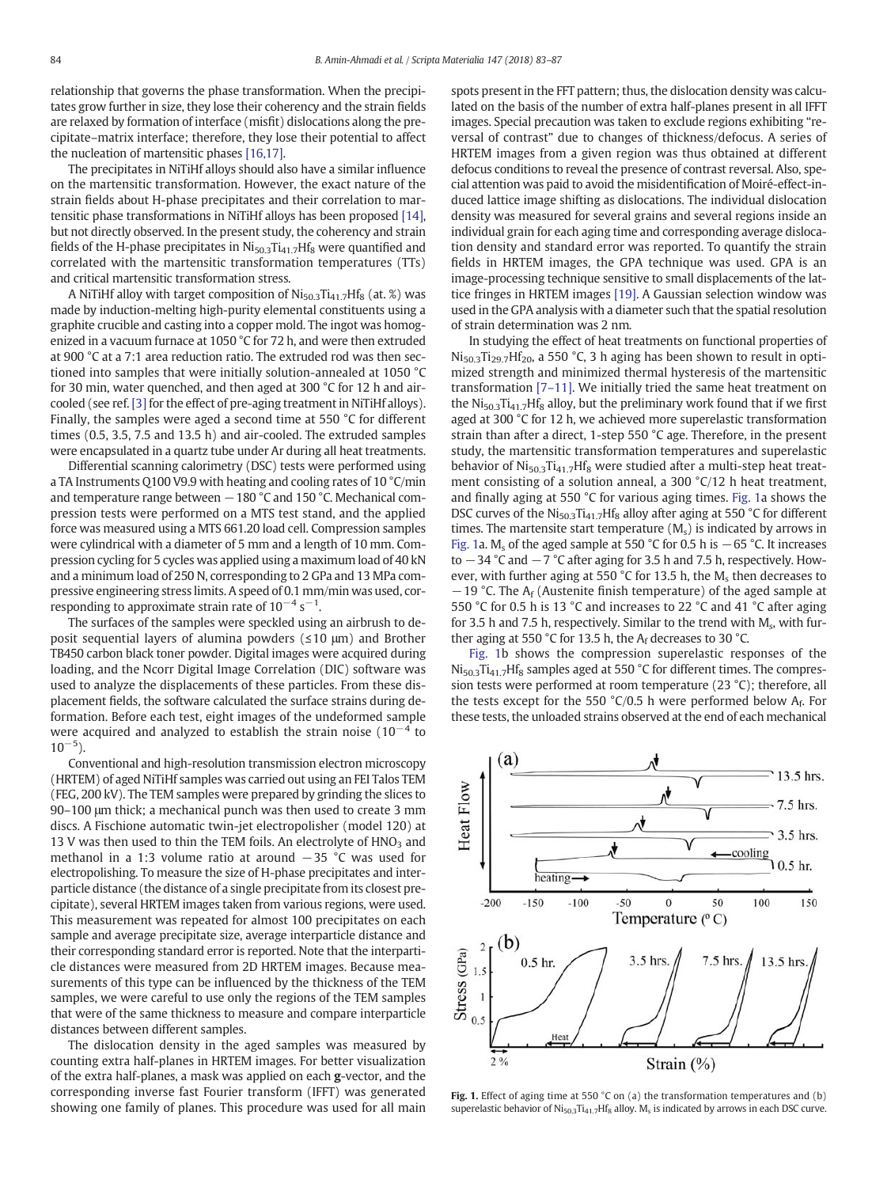relationship that governs the phase transformation. When the precipitates grow further in size, they lose their coherency and the strain fields are relaxed by formation of interface (misfit) dislocations along the precipitate–matrix interface; therefore, they lose their potential to affect the nucleation of martensitic phases [16,17].

The precipitates in NiTiHf alloys should also have a similar influence on the martensitic transformation. However, the exact nature of the strain fields about H-phase precipitates and their correlation to martensitic phase transformations in NiTiHf alloys has been proposed [14], but not directly observed. In the present study, the coherency and strain fields of the H-phase precipitates in $Ni_{50.3}Ti_{41.7}Hf_8$ were quantified and correlated with the martensitic transformation temperatures (TTs) and critical martensitic transformation stress.

A NiTiHf alloy with target composition of $Ni_{50.3}Ti_{41.7}Hf_8$ (at. %) was made by induction-melting high-purity elemental constituents using a graphite crucible and casting into a copper mold. The ingot was homogenized in a vacuum furnace at 1050 °C for 72 h, and were then extruded at 900 °C at a 7:1 area reduction ratio. The extruded rod was then sectioned into samples that were initially solution-annealed at 1050 °C for 30 min, water quenched, and then aged at 300 °C for 12 h and air-cooled (see ref. [3] for the effect of pre-aging treatment in NiTiHf alloys). Finally, the samples were aged a second time at 550 °C for different times (0.5, 3.5, 7.5 and 13.5 h) and air-cooled. The extruded samples were encapsulated in a quartz tube under Ar during all heat treatments.

Differential scanning calorimetry (DSC) tests were performed using a TA Instruments Q100 V9.9 with heating and cooling rates of 10 °C/min and temperature range between −180 °C and 150 °C. Mechanical compression tests were performed on a MTS test stand, and the applied force was measured using a MTS 661.20 load cell. Compression samples were cylindrical with a diameter of 5 mm and a length of 10 mm. Compression cycling for 5 cycles was applied using a maximum load of 40 kN and a minimum load of 250 N, corresponding to 2 GPa and 13 MPa compressive engineering stress limits. A speed of 0.1 mm/min was used, corresponding to approximate strain rate of $10^{-4}$ $s^{-1}$.

The surfaces of the samples were speckled using an airbrush to deposit sequential layers of alumina powders (≤10 μm) and Brother TB450 carbon black toner powder. Digital images were acquired during loading, and the Ncorr Digital Image Correlation (DIC) software was used to analyze the displacements of these particles. From these displacement fields, the software calculated the surface strains during deformation. Before each test, eight images of the undeformed sample were acquired and analyzed to establish the strain noise ($10^{-4}$ to $10^{-5}$).

Conventional and high-resolution transmission electron microscopy (HRTEM) of aged NiTiHf samples was carried out using an FEI Talos TEM (FEG, 200 kV). The TEM samples were prepared by grinding the slices to 90–100 μm thick; a mechanical punch was then used to create 3 mm discs. A Fischione automatic twin-jet electropolisher (model 120) at 13 V was then used to thin the TEM foils. An electrolyte of $HNO_3$ and methanol in a 1:3 volume ratio at around −35 °C was used for electropolishing. To measure the size of H-phase precipitates and interparticle distance (the distance of a single precipitate from its closest precipitate), several HRTEM images taken from various regions, were used. This measurement was repeated for almost 100 precipitates on each sample and average precipitate size, average interparticle distance and their corresponding standard error is reported. Note that the interparticle distances were measured from 2D HRTEM images. Because measurements of this type can be influenced by the thickness of the TEM samples, we were careful to use only the regions of the TEM samples that were of the same thickness to measure and compare interparticle distances between different samples.

The dislocation density in the aged samples was measured by counting extra half-planes in HRTEM images. For better visualization of the extra half-planes, a mask was applied on each **g**-vector, and the corresponding inverse fast Fourier transform (IFFT) was generated showing one family of planes. This procedure was used for all main spots present in the FFT pattern; thus, the dislocation density was calculated on the basis of the number of extra half-planes present in all IFFT images. Special precaution was taken to exclude regions exhibiting "reversal of contrast" due to changes of thickness/defocus. A series of HRTEM images from a given region was thus obtained at different defocus conditions to reveal the presence of contrast reversal. Also, special attention was paid to avoid the misidentification of Moiré-effect-induced lattice image shifting as dislocations. The individual dislocation density was measured for several grains and several regions inside an individual grain for each aging time and corresponding average dislocation density and standard error was reported. To quantify the strain fields in HRTEM images, the GPA technique was used. GPA is an image-processing technique sensitive to small displacements of the lattice fringes in HRTEM images [19]. A Gaussian selection window was used in the GPA analysis with a diameter such that the spatial resolution of strain determination was 2 nm.

In studying the effect of heat treatments on functional properties of $Ni_{50.3}Ti_{29.7}Hf_{20}$, a 550 °C, 3 h aging has been shown to result in optimized strength and minimized thermal hysteresis of the martensitic transformation [7–11]. We initially tried the same heat treatment on the $Ni_{50.3}Ti_{41.7}Hf_8$ alloy, but the preliminary work found that if we first aged at 300 °C for 12 h, we achieved more superelastic transformation strain than after a direct, 1-step 550 °C age. Therefore, in the present study, the martensitic transformation temperatures and superelastic behavior of $Ni_{50.3}Ti_{41.7}Hf_8$ were studied after a multi-step heat treatment consisting of a solution anneal, a 300 °C/12 h heat treatment, and finally aging at 550 °C for various aging times. Fig. 1a shows the DSC curves of the $Ni_{50.3}Ti_{41.7}Hf_8$ alloy after aging at 550 °C for different times. The martensite start temperature ($M_s$) is indicated by arrows in Fig. 1a. $M_s$ of the aged sample at 550 °C for 0.5 h is −65 °C. It increases to −34 °C and −7 °C after aging for 3.5 h and 7.5 h, respectively. However, with further aging at 550 °C for 13.5 h, the $M_s$ then decreases to −19 °C. The $A_f$ (Austenite finish temperature) of the aged sample at 550 °C for 0.5 h is 13 °C and increases to 22 °C and 41 °C after aging for 3.5 h and 7.5 h, respectively. Similar to the trend with $M_s$, with further aging at 550 °C for 13.5 h, the $A_f$ decreases to 30 °C.

Fig. 1b shows the compression superelastic responses of the $Ni_{50.3}Ti_{41.7}Hf_8$ samples aged at 550 °C for different times. The compression tests were performed at room temperature (23 °C); therefore, all the tests except for the 550 °C/0.5 h were performed below $A_f$. For these tests, the unloaded strains observed at the end of each mechanical

**Fig. 1.** Effect of aging time at 550 °C on (a) the transformation temperatures and (b) superelastic behavior of $Ni_{50.3}Ti_{41.7}Hf_8$ alloy. $M_s$ is indicated by arrows in each DSC curve.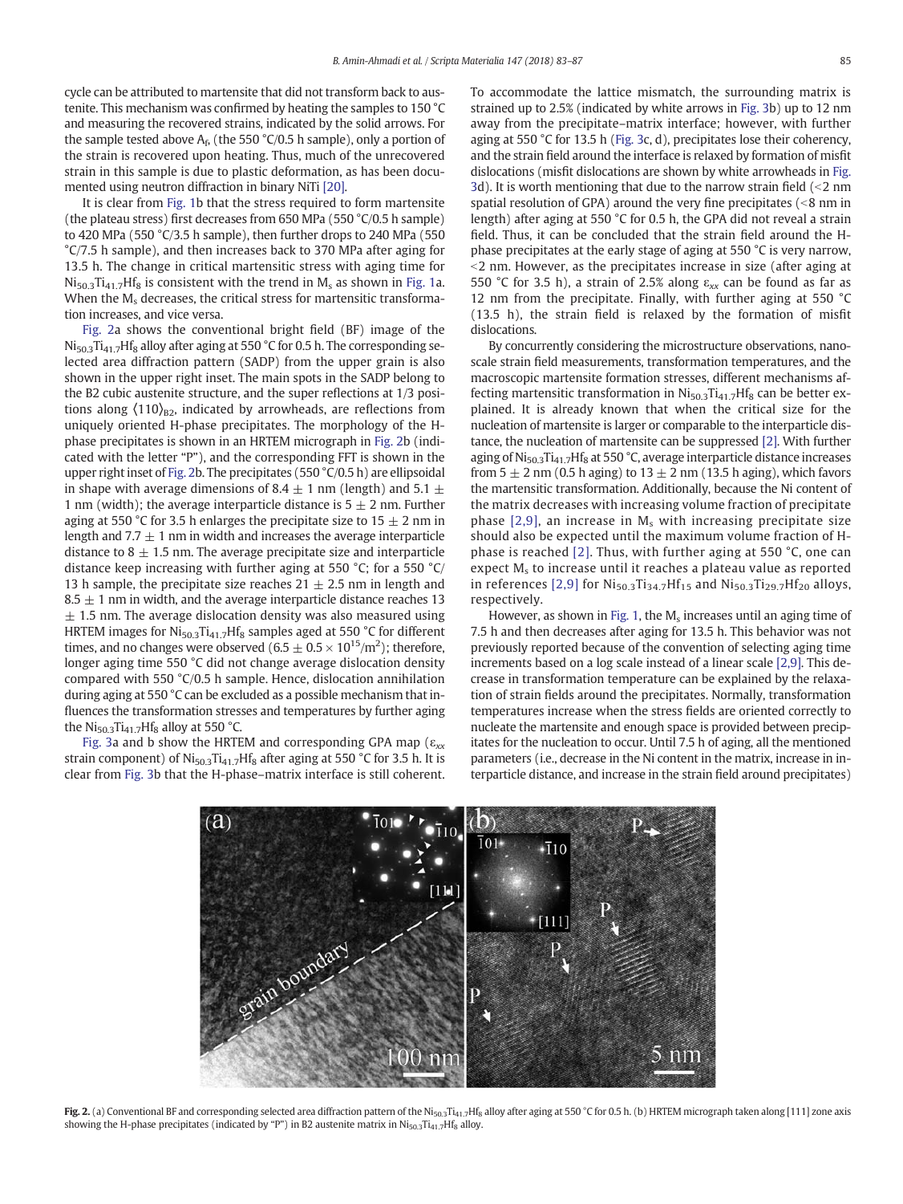cycle can be attributed to martensite that did not transform back to austenite. This mechanism was confirmed by heating the samples to 150 °C and measuring the recovered strains, indicated by the solid arrows. For the sample tested above $A_f$, (the 550 °C/0.5 h sample), only a portion of the strain is recovered upon heating. Thus, much of the unrecovered strain in this sample is due to plastic deformation, as has been documented using neutron diffraction in binary NiTi [20].

It is clear from Fig. 1b that the stress required to form martensite (the plateau stress) first decreases from 650 MPa (550 °C/0.5 h sample) to 420 MPa (550 °C/3.5 h sample), then further drops to 240 MPa (550 °C/7.5 h sample), and then increases back to 370 MPa after aging for 13.5 h. The change in critical martensitic stress with aging time for $Ni_{50.3}Ti_{41.7}Hf_8$ is consistent with the trend in $M_s$ as shown in Fig. 1a. When the $M_s$ decreases, the critical stress for martensitic transformation increases, and vice versa.

Fig. 2a shows the conventional bright field (BF) image of the $Ni_{50.3}Ti_{41.7}Hf_8$ alloy after aging at 550 °C for 0.5 h. The corresponding selected area diffraction pattern (SADP) from the upper grain is also shown in the upper right inset. The main spots in the SADP belong to the B2 cubic austenite structure, and the super reflections at 1/3 positions along $\langle 110 \rangle_{B2}$, indicated by arrowheads, are reflections from uniquely oriented H-phase precipitates. The morphology of the H-phase precipitates is shown in an HRTEM micrograph in Fig. 2b (indicated with the letter "P"), and the corresponding FFT is shown in the upper right inset of Fig. 2b. The precipitates (550 °C/0.5 h) are ellipsoidal in shape with average dimensions of 8.4 ± 1 nm (length) and 5.1 ± 1 nm (width); the average interparticle distance is 5 ± 2 nm. Further aging at 550 °C for 3.5 h enlarges the precipitate size to 15 ± 2 nm in length and 7.7 ± 1 nm in width and increases the average interparticle distance to 8 ± 1.5 nm. The average precipitate size and interparticle distance keep increasing with further aging at 550 °C; for a 550 °C/13 h sample, the precipitate size reaches 21 ± 2.5 nm in length and 8.5 ± 1 nm in width, and the average interparticle distance reaches 13 ± 1.5 nm. The average dislocation density was also measured using HRTEM images for $Ni_{50.3}Ti_{41.7}Hf_8$ samples aged at 550 °C for different times, and no changes were observed ($6.5 \pm 0.5 \times 10^{15}/m^2$); therefore, longer aging time 550 °C did not change average dislocation density compared with 550 °C/0.5 h sample. Hence, dislocation annihilation during aging at 550 °C can be excluded as a possible mechanism that influences the transformation stresses and temperatures by further aging the $Ni_{50.3}Ti_{41.7}Hf_8$ alloy at 550 °C.

Fig. 3a and b show the HRTEM and corresponding GPA map ($\varepsilon_{xx}$ strain component) of $Ni_{50.3}Ti_{41.7}Hf_8$ after aging at 550 °C for 3.5 h. It is clear from Fig. 3b that the H-phase–matrix interface is still coherent. To accommodate the lattice mismatch, the surrounding matrix is strained up to 2.5% (indicated by white arrows in Fig. 3b) up to 12 nm away from the precipitate–matrix interface; however, with further aging at 550 °C for 13.5 h (Fig. 3c, d), precipitates lose their coherency, and the strain field around the interface is relaxed by formation of misfit dislocations (misfit dislocations are shown by white arrowheads in Fig. 3d). It is worth mentioning that due to the narrow strain field (<2 nm spatial resolution of GPA) around the very fine precipitates (<8 nm in length) after aging at 550 °C for 0.5 h, the GPA did not reveal a strain field. Thus, it can be concluded that the strain field around the H-phase precipitates at the early stage of aging at 550 °C is very narrow, <2 nm. However, as the precipitates increase in size (after aging at 550 °C for 3.5 h), a strain of 2.5% along $\varepsilon_{xx}$ can be found as far as 12 nm from the precipitate. Finally, with further aging at 550 °C (13.5 h), the strain field is relaxed by the formation of misfit dislocations.

By concurrently considering the microstructure observations, nanoscale strain field measurements, transformation temperatures, and the macroscopic martensite formation stresses, different mechanisms affecting martensitic transformation in $Ni_{50.3}Ti_{41.7}Hf_8$ can be better explained. It is already known that when the critical size for the nucleation of martensite is larger or comparable to the interparticle distance, the nucleation of martensite can be suppressed [2]. With further aging of $Ni_{50.3}Ti_{41.7}Hf_8$ at 550 °C, average interparticle distance increases from 5 ± 2 nm (0.5 h aging) to 13 ± 2 nm (13.5 h aging), which favors the martensitic transformation. Additionally, because the Ni content of the matrix decreases with increasing volume fraction of precipitate phase [2,9], an increase in $M_s$ with increasing precipitate size should also be expected until the maximum volume fraction of H-phase is reached [2]. Thus, with further aging at 550 °C, one can expect $M_s$ to increase until it reaches a plateau value as reported in references [2,9] for $Ni_{50.3}Ti_{34.7}Hf_{15}$ and $Ni_{50.3}Ti_{29.7}Hf_{20}$ alloys, respectively.

However, as shown in Fig. 1, the $M_s$ increases until an aging time of 7.5 h and then decreases after aging for 13.5 h. This behavior was not previously reported because of the convention of selecting aging time increments based on a log scale instead of a linear scale [2,9]. This decrease in transformation temperature can be explained by the relaxation of strain fields around the precipitates. Normally, transformation temperatures increase when the stress fields are oriented correctly to nucleate the martensite and enough space is provided between precipitates for the nucleation to occur. Until 7.5 h of aging, all the mentioned parameters (i.e., decrease in the Ni content in the matrix, increase in interparticle distance, and increase in the strain field around precipitates)

**Fig. 2.** (a) Conventional BF and corresponding selected area diffraction pattern of the $Ni_{50.3}Ti_{41.7}Hf_8$ alloy after aging at 550 °C for 0.5 h. (b) HRTEM micrograph taken along [111] zone axis showing the H-phase precipitates (indicated by "P") in B2 austenite matrix in $Ni_{50.3}Ti_{41.7}Hf_8$ alloy.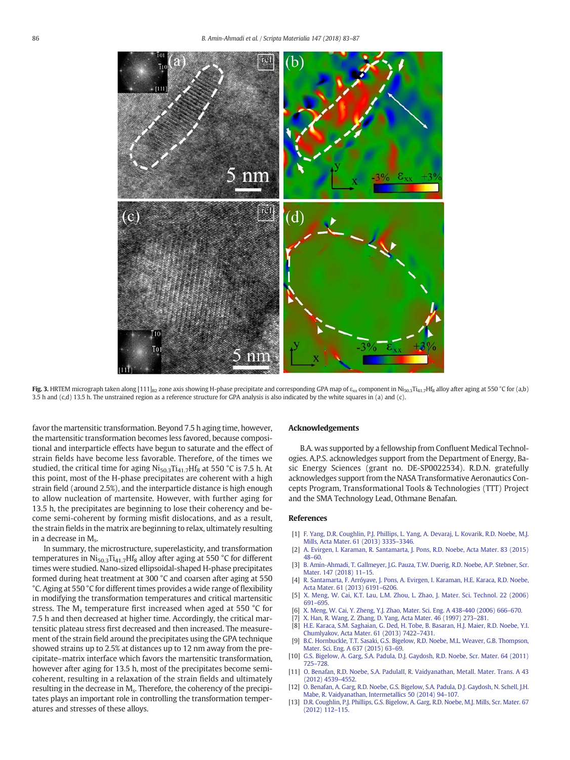**Fig. 3.** HRTEM micrograph taken along $[111]_{B2}$ zone axis showing H-phase precipitate and corresponding GPA map of $\varepsilon_{xx}$ component in $Ni_{50.3}Ti_{41.7}Hf_8$ alloy after aging at 550 °C for (a,b) 3.5 h and (c,d) 13.5 h. The unstrained region as a reference structure for GPA analysis is also indicated by the white squares in (a) and (c).

favor the martensitic transformation. Beyond 7.5 h aging time, however, the martensitic transformation becomes less favored, because compositional and interparticle effects have begun to saturate and the effect of strain fields have become less favorable. Therefore, of the times we studied, the critical time for aging $Ni_{50.3}Ti_{41.7}Hf_8$ at 550 °C is 7.5 h. At this point, most of the H-phase precipitates are coherent with a high strain field (around 2.5%), and the interparticle distance is high enough to allow nucleation of martensite. However, with further aging for 13.5 h, the precipitates are beginning to lose their coherency and become semi-coherent by forming misfit dislocations, and as a result, the strain fields in the matrix are beginning to relax, ultimately resulting in a decrease in $M_s$.

In summary, the microstructure, superelasticity, and transformation temperatures in $Ni_{50.3}Ti_{41.7}Hf_8$ alloy after aging at 550 °C for different times were studied. Nano-sized ellipsoidal-shaped H-phase precipitates formed during heat treatment at 300 °C and coarsen after aging at 550 °C. Aging at 550 °C for different times provides a wide range of flexibility in modifying the transformation temperatures and critical martensitic stress. The $M_s$ temperature first increased when aged at 550 °C for 7.5 h and then decreased at higher time. Accordingly, the critical martensitic plateau stress first decreased and then increased. The measurement of the strain field around the precipitates using the GPA technique showed strains up to 2.5% at distances up to 12 nm away from the precipitate–matrix interface which favors the martensitic transformation, however after aging for 13.5 h, most of the precipitates become semi-coherent, resulting in a relaxation of the strain fields and ultimately resulting in the decrease in $M_s$. Therefore, the coherency of the precipitates plays an important role in controlling the transformation temperatures and stresses of these alloys.

## Acknowledgements

B.A. was supported by a fellowship from Confluent Medical Technologies. A.P.S. acknowledges support from the Department of Energy, Basic Energy Sciences (grant no. DE-SP0022534). R.D.N. gratefully acknowledges support from the NASA Transformative Aeronautics Concepts Program, Transformational Tools & Technologies (TTT) Project and the SMA Technology Lead, Othmane Benafan.

## References

[1] F. Yang, D.R. Coughlin, P.J. Phillips, L. Yang, A. Devaraj, L. Kovarik, R.D. Noebe, M.J. Mills, Acta Mater. 61 (2013) 3335–3346.
[2] A. Evirgen, I. Karaman, R. Santamarta, J. Pons, R.D. Noebe, Acta Mater. 83 (2015) 48–60.
[3] B. Amin-Ahmadi, T. Gallmeyer, J.G. Pauza, T.W. Duerig, R.D. Noebe, A.P. Stebner, Scr. Mater. 147 (2018) 11–15.
[4] R. Santamarta, F. Arróyave, J. Pons, A. Evirgen, I. Karaman, H.E. Karaca, R.D. Noebe, Acta Mater. 61 (2013) 6191–6206.
[5] X. Meng, W. Cai, K.T. Lau, L.M. Zhou, L. Zhao, J. Mater. Sci. Technol. 22 (2006) 691–695.
[6] X. Meng, W. Cai, Y. Zheng, Y.J. Zhao, Mater. Sci. Eng. A 438-440 (2006) 666–670.
[7] X. Han, R. Wang, Z. Zhang, D. Yang, Acta Mater. 46 (1997) 273–281.
[8] H.E. Karaca, S.M. Saghaian, G. Ded, H. Tobe, B. Basaran, H.J. Maier, R.D. Noebe, Y.I. Chumlyakov, Acta Mater. 61 (2013) 7422–7431.
[9] B.C. Hornbuckle, T.T. Sasaki, G.S. Bigelow, R.D. Noebe, M.L. Weaver, G.B. Thompson, Mater. Sci. Eng. A 637 (2015) 63–69.
[10] G.S. Bigelow, A. Garg, S.A. Padula, D.J. Gaydosh, R.D. Noebe, Scr. Mater. 64 (2011) 725–728.
[11] O. Benafan, R.D. Noebe, S.A. PadulaII, R. Vaidyanathan, Metall. Mater. Trans. A 43 (2012) 4539–4552.
[12] O. Benafan, A. Garg, R.D. Noebe, G.S. Bigelow, S.A. Padula, D.J. Gaydosh, N. Schell, J.H. Mabe, R. Vaidyanathan, Intermetallics 50 (2014) 94–107.
[13] D.R. Coughlin, P.J. Phillips, G.S. Bigelow, A. Garg, R.D. Noebe, M.J. Mills, Scr. Mater. 67 (2012) 112–115.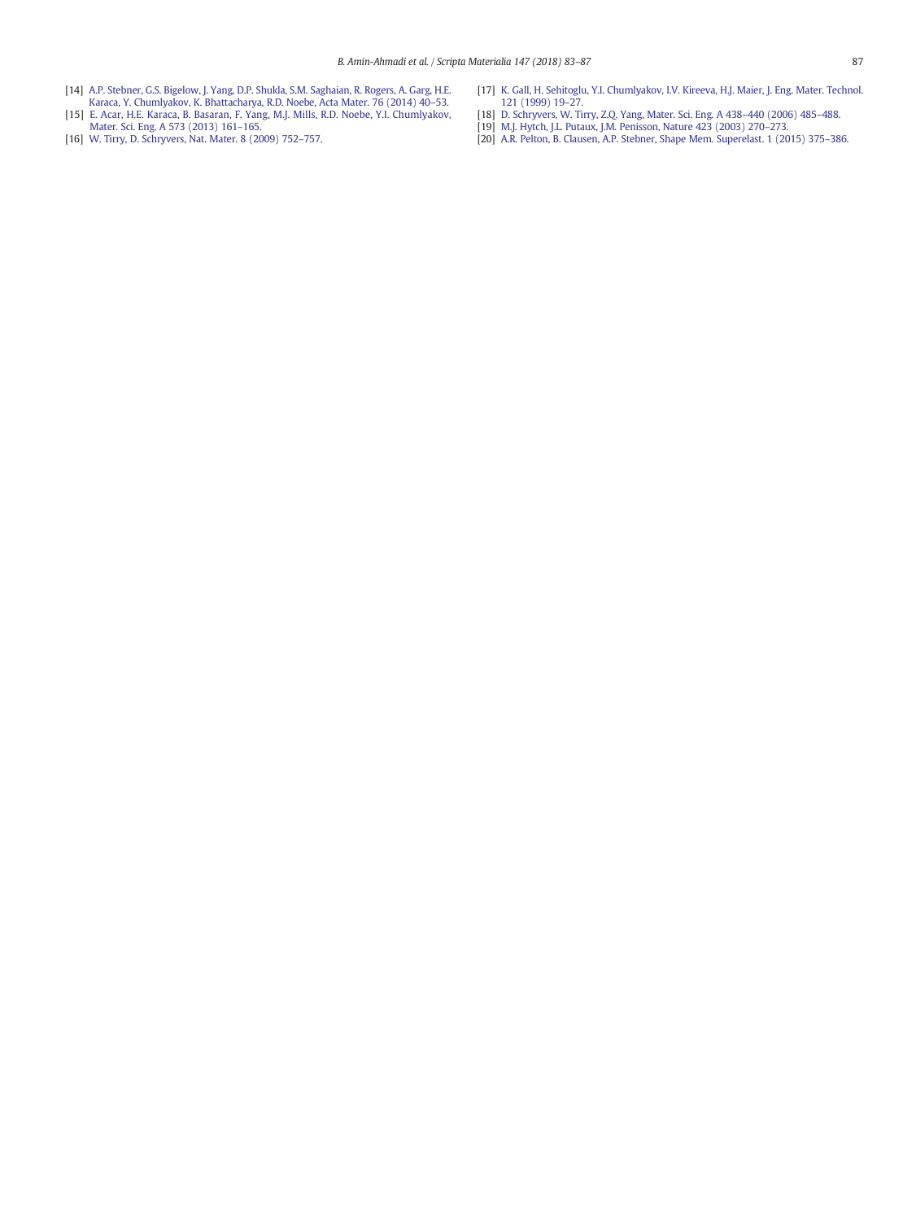[14] A.P. Stebner, G.S. Bigelow, J. Yang, D.P. Shukla, S.M. Saghaian, R. Rogers, A. Garg, H.E. Karaca, Y. Chumlyakov, K. Bhattacharya, R.D. Noebe, Acta Mater. 76 (2014) 40–53.

[15] E. Acar, H.E. Karaca, B. Basaran, F. Yang, M.J. Mills, R.D. Noebe, Y.I. Chumlyakov, Mater. Sci. Eng. A 573 (2013) 161–165.

[16] W. Tirry, D. Schryvers, Nat. Mater. 8 (2009) 752–757.

[17] K. Gall, H. Sehitoglu, Y.I. Chumlyakov, I.V. Kireeva, H.J. Maier, J. Eng. Mater. Technol. 121 (1999) 19–27.

[18] D. Schryvers, W. Tirry, Z.Q. Yang, Mater. Sci. Eng. A 438–440 (2006) 485–488.

[19] M.J. Hytch, J.L. Putaux, J.M. Penisson, Nature 423 (2003) 270–273.

[20] A.R. Pelton, B. Clausen, A.P. Stebner, Shape Mem. Superelast. 1 (2015) 375–386.